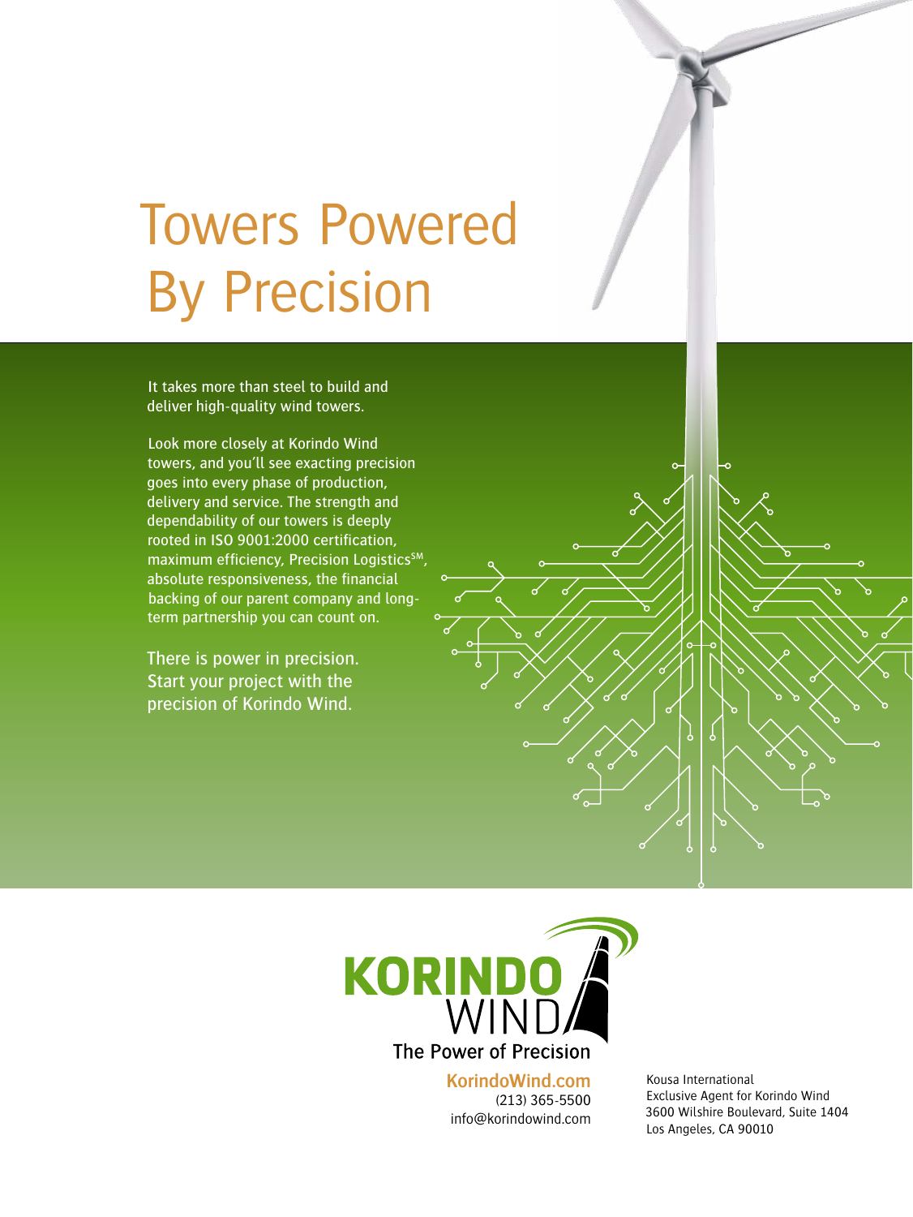# Towers Powered By Precision

It takes more than steel to build and deliver high-quality wind towers.

Look more closely at Korindo Wind towers, and you'll see exacting precision goes into every phase of production, delivery and service. The strength and dependability of our towers is deeply rooted in ISO 9001:2000 certification, maximum efficiency, Precision Logistics℠, absolute responsiveness, the financial backing of our parent company and long-term partnership you can count on.

There is power in precision. Start your project with the precision of Korindo Wind.

**KORINDO WIND**

The Power of Precision

**KorindoWind.com**
(213) 365-5500
info@korindowind.com

Kousa International
Exclusive Agent for Korindo Wind
3600 Wilshire Boulevard, Suite 1404
Los Angeles, CA 90010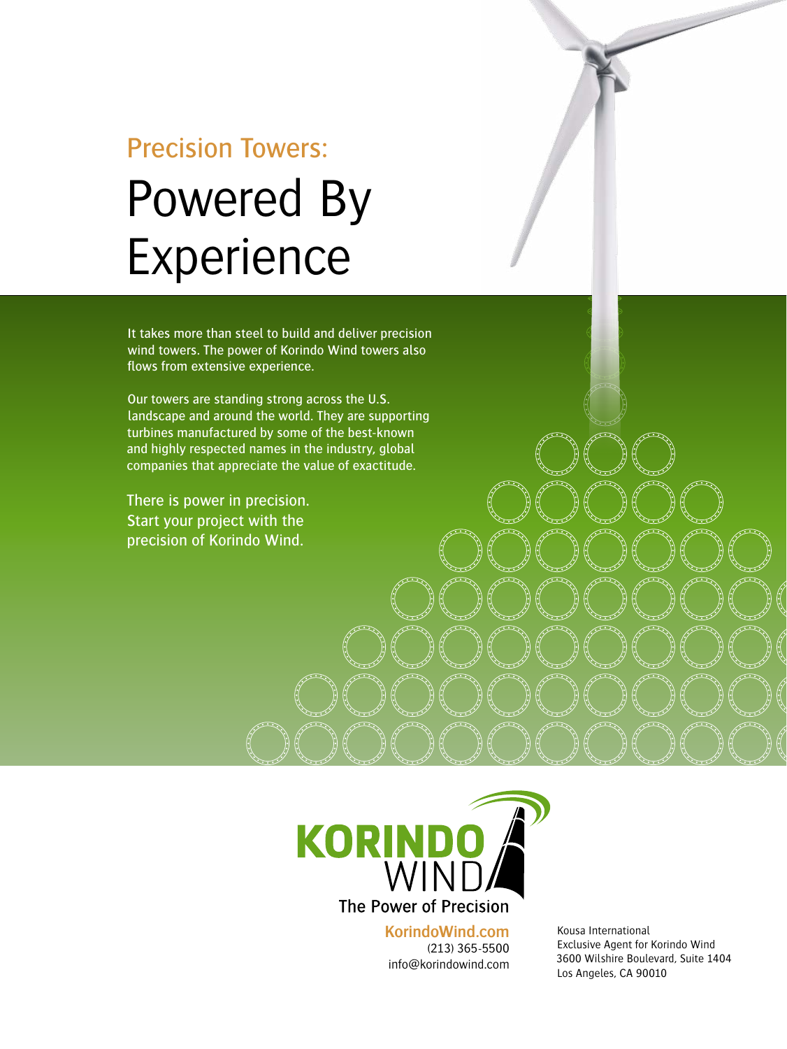## Precision Towers:

# Powered By Experience

It takes more than steel to build and deliver precision wind towers. The power of Korindo Wind towers also flows from extensive experience.

Our towers are standing strong across the U.S. landscape and around the world. They are supporting turbines manufactured by some of the best-known and highly respected names in the industry, global companies that appreciate the value of exactitude.

There is power in precision.
Start your project with the precision of Korindo Wind.

**KORINDO WIND**
The Power of Precision

**KorindoWind.com**
(213) 365-5500
info@korindowind.com

Kousa International
Exclusive Agent for Korindo Wind
3600 Wilshire Boulevard, Suite 1404
Los Angeles, CA 90010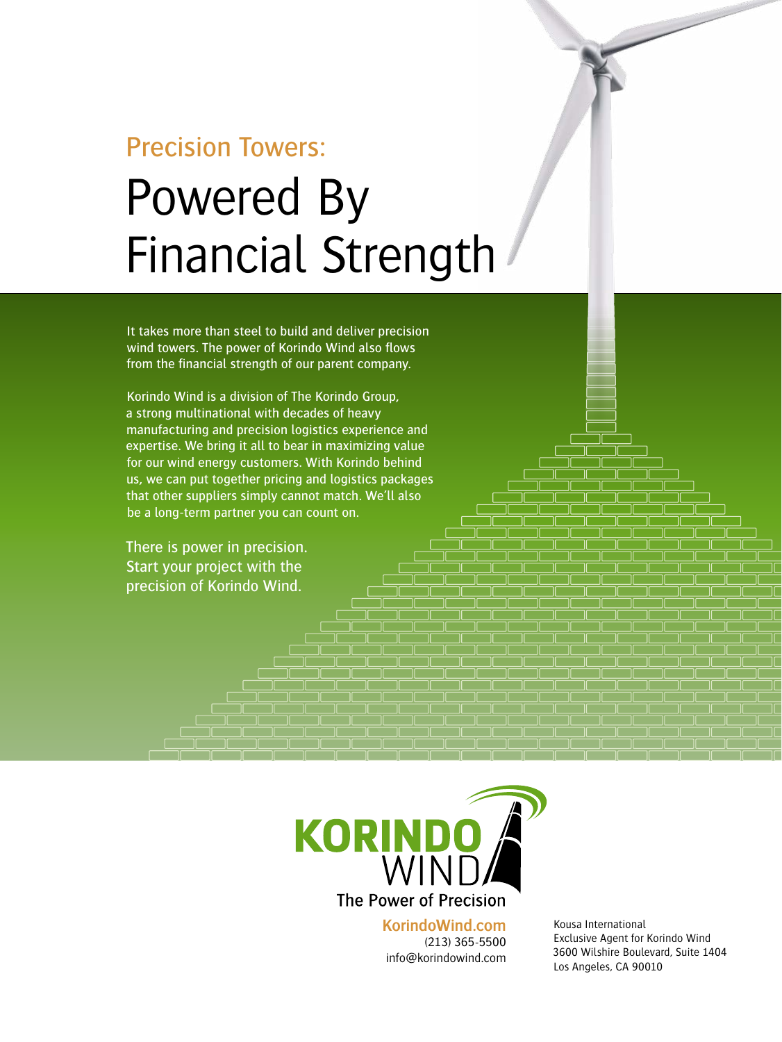## Precision Towers:

# Powered By Financial Strength

It takes more than steel to build and deliver precision wind towers. The power of Korindo Wind also flows from the financial strength of our parent company.

Korindo Wind is a division of The Korindo Group, a strong multinational with decades of heavy manufacturing and precision logistics experience and expertise. We bring it all to bear in maximizing value for our wind energy customers. With Korindo behind us, we can put together pricing and logistics packages that other suppliers simply cannot match. We'll also be a long-term partner you can count on.

There is power in precision. Start your project with the precision of Korindo Wind.

**KORINDO WIND**

The Power of Precision

**KorindoWind.com**
(213) 365-5500
info@korindowind.com

Kousa International
Exclusive Agent for Korindo Wind
3600 Wilshire Boulevard, Suite 1404
Los Angeles, CA 90010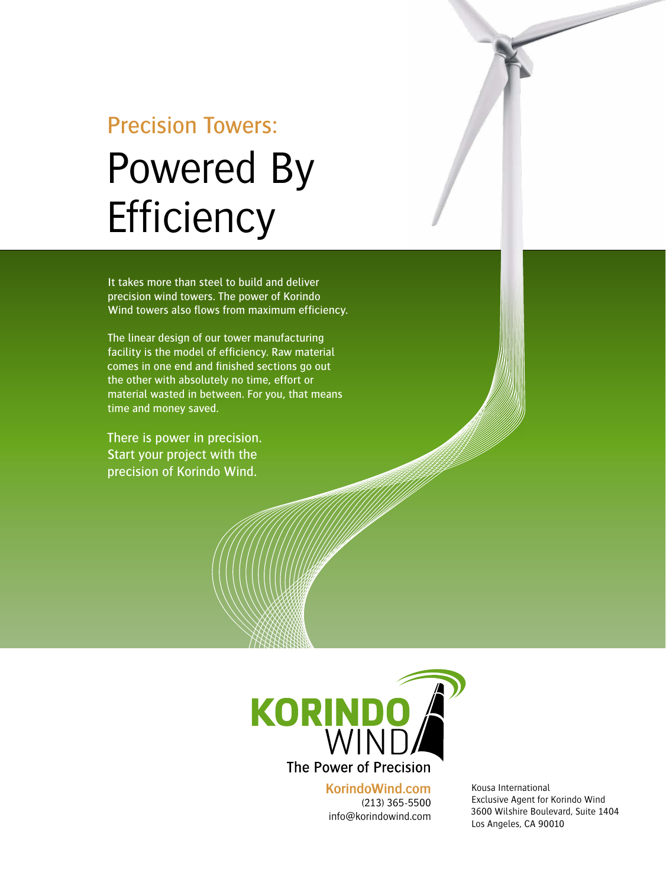## Precision Towers:

# Powered By Efficiency

It takes more than steel to build and deliver precision wind towers. The power of Korindo Wind towers also flows from maximum efficiency.

The linear design of our tower manufacturing facility is the model of efficiency. Raw material comes in one end and finished sections go out the other with absolutely no time, effort or material wasted in between. For you, that means time and money saved.

There is power in precision. Start your project with the precision of Korindo Wind.

**KORINDO WIND**

The Power of Precision

**KorindoWind.com**
(213) 365-5500
info@korindowind.com

Kousa International
Exclusive Agent for Korindo Wind
3600 Wilshire Boulevard, Suite 1404
Los Angeles, CA 90010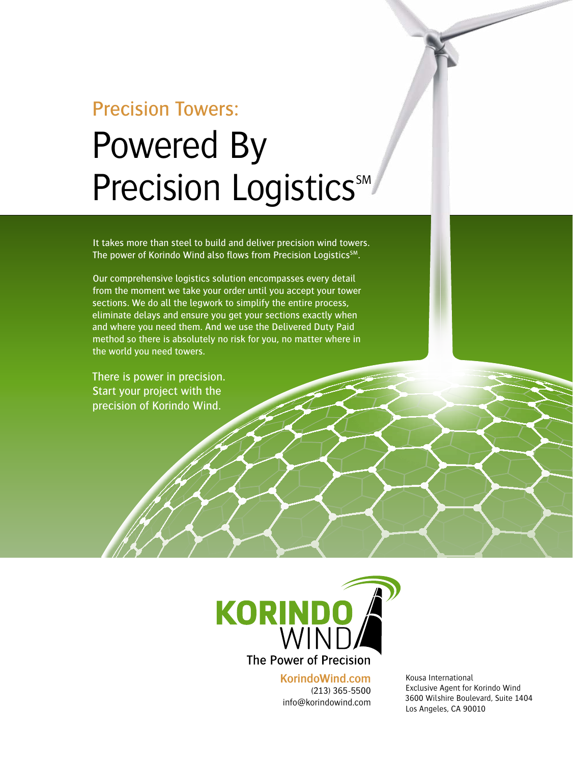## Precision Towers:

# Powered By Precision Logistics℠

It takes more than steel to build and deliver precision wind towers. The power of Korindo Wind also flows from Precision Logistics℠.

Our comprehensive logistics solution encompasses every detail from the moment we take your order until you accept your tower sections. We do all the legwork to simplify the entire process, eliminate delays and ensure you get your sections exactly when and where you need them. And we use the Delivered Duty Paid method so there is absolutely no risk for you, no matter where in the world you need towers.

There is power in precision. Start your project with the precision of Korindo Wind.

**KORINDO WIND**

The Power of Precision

**KorindoWind.com**
(213) 365-5500
info@korindowind.com

Kousa International
Exclusive Agent for Korindo Wind
3600 Wilshire Boulevard, Suite 1404
Los Angeles, CA 90010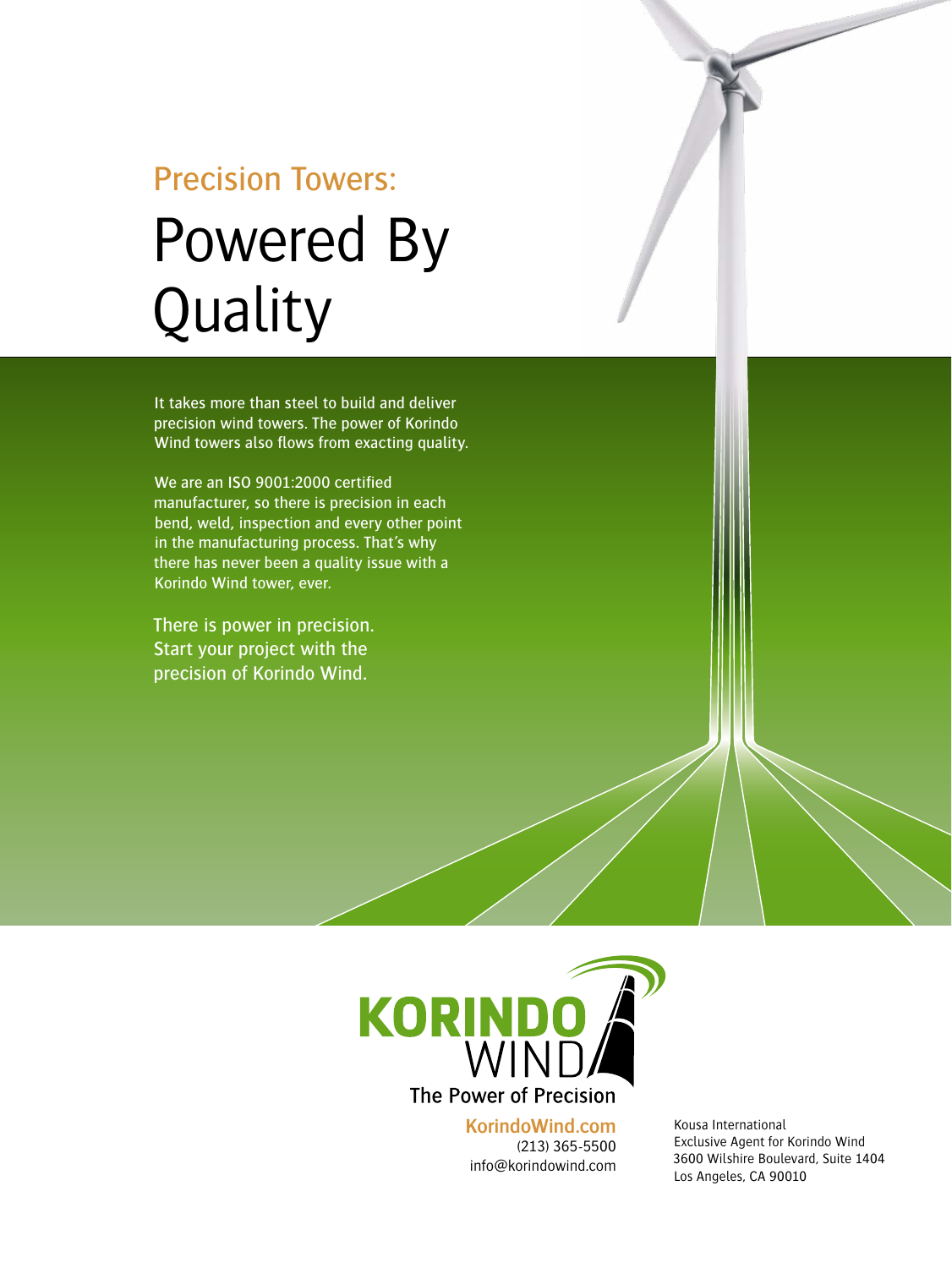## Precision Towers:

# Powered By Quality

It takes more than steel to build and deliver precision wind towers. The power of Korindo Wind towers also flows from exacting quality.

We are an ISO 9001:2000 certified manufacturer, so there is precision in each bend, weld, inspection and every other point in the manufacturing process. That's why there has never been a quality issue with a Korindo Wind tower, ever.

There is power in precision. Start your project with the precision of Korindo Wind.

KORINDO WIND

The Power of Precision

**KorindoWind.com**
(213) 365-5500
info@korindowind.com

Kousa International
Exclusive Agent for Korindo Wind
3600 Wilshire Boulevard, Suite 1404
Los Angeles, CA 90010